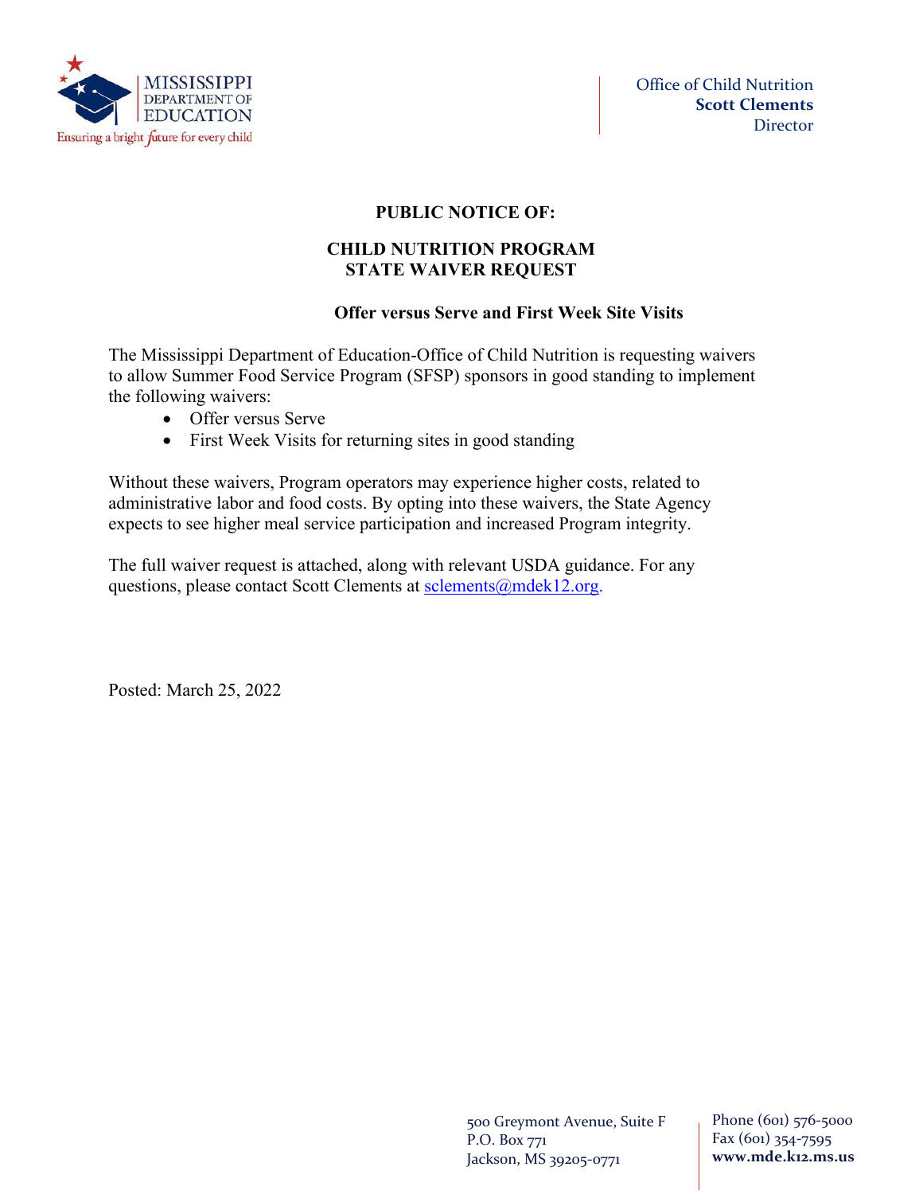Office of Child Nutrition
**Scott Clements**
Director

## PUBLIC NOTICE OF:

## CHILD NUTRITION PROGRAM STATE WAIVER REQUEST

### Offer versus Serve and First Week Site Visits

The Mississippi Department of Education-Office of Child Nutrition is requesting waivers to allow Summer Food Service Program (SFSP) sponsors in good standing to implement the following waivers:

- Offer versus Serve
- First Week Visits for returning sites in good standing

Without these waivers, Program operators may experience higher costs, related to administrative labor and food costs. By opting into these waivers, the State Agency expects to see higher meal service participation and increased Program integrity.

The full waiver request is attached, along with relevant USDA guidance. For any questions, please contact Scott Clements at sclements@mdek12.org.

Posted: March 25, 2022

500 Greymont Avenue, Suite F
P.O. Box 771
Jackson, MS 39205-0771

Phone (601) 576-5000
Fax (601) 354-7595
**www.mde.k12.ms.us**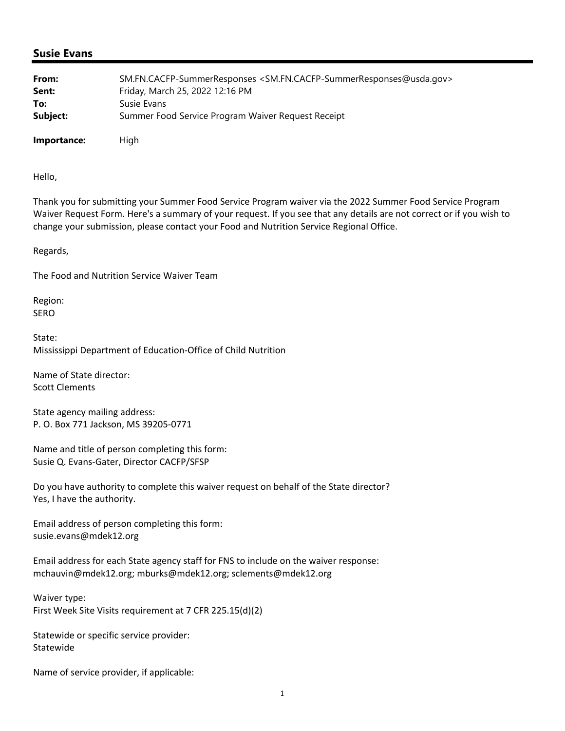## Susie Evans

**From:** SM.FN.CACFP-SummerResponses <SM.FN.CACFP-SummerResponses@usda.gov>
**Sent:** Friday, March 25, 2022 12:16 PM
**To:** Susie Evans
**Subject:** Summer Food Service Program Waiver Request Receipt

**Importance:** High

Hello,

Thank you for submitting your Summer Food Service Program waiver via the 2022 Summer Food Service Program Waiver Request Form. Here's a summary of your request. If you see that any details are not correct or if you wish to change your submission, please contact your Food and Nutrition Service Regional Office.

Regards,

The Food and Nutrition Service Waiver Team

Region:
SERO

State:
Mississippi Department of Education-Office of Child Nutrition

Name of State director:
Scott Clements

State agency mailing address:
P. O. Box 771 Jackson, MS 39205-0771

Name and title of person completing this form:
Susie Q. Evans-Gater, Director CACFP/SFSP

Do you have authority to complete this waiver request on behalf of the State director?
Yes, I have the authority.

Email address of person completing this form:
susie.evans@mdek12.org

Email address for each State agency staff for FNS to include on the waiver response:
mchauvin@mdek12.org; mburks@mdek12.org; sclements@mdek12.org

Waiver type:
First Week Site Visits requirement at 7 CFR 225.15(d)(2)

Statewide or specific service provider:
Statewide

Name of service provider, if applicable: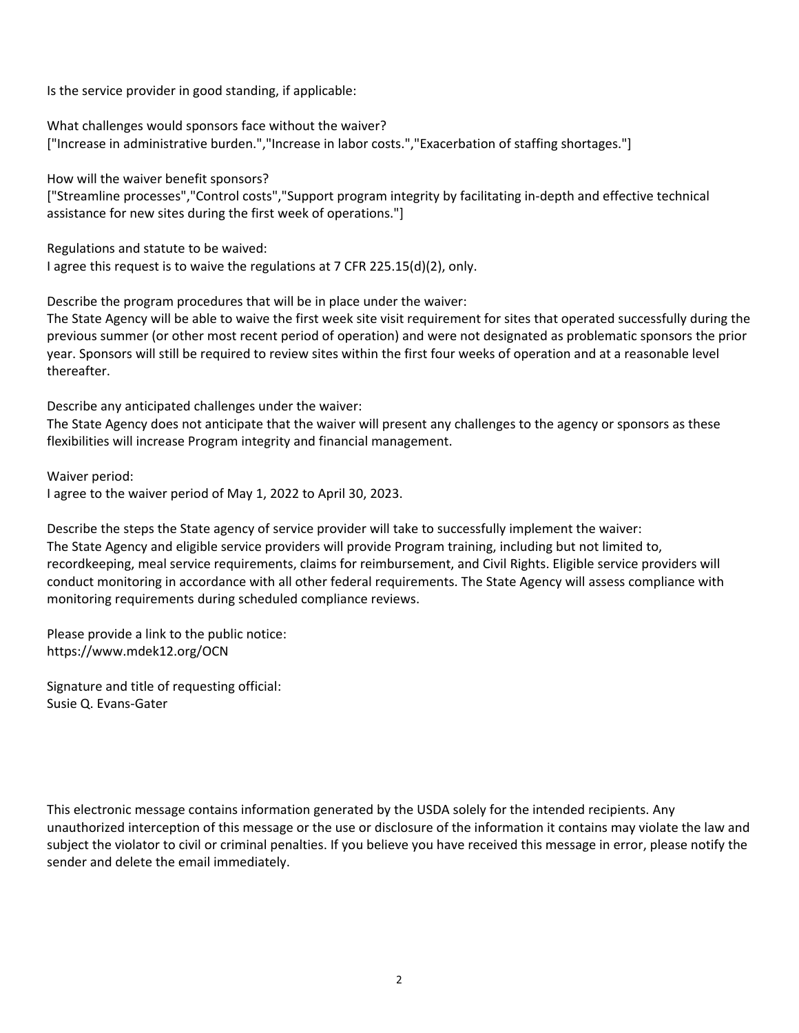Is the service provider in good standing, if applicable:

What challenges would sponsors face without the waiver?
["Increase in administrative burden.","Increase in labor costs.","Exacerbation of staffing shortages."]

How will the waiver benefit sponsors?
["Streamline processes","Control costs","Support program integrity by facilitating in-depth and effective technical assistance for new sites during the first week of operations."]

Regulations and statute to be waived:
I agree this request is to waive the regulations at 7 CFR 225.15(d)(2), only.

Describe the program procedures that will be in place under the waiver:
The State Agency will be able to waive the first week site visit requirement for sites that operated successfully during the previous summer (or other most recent period of operation) and were not designated as problematic sponsors the prior year. Sponsors will still be required to review sites within the first four weeks of operation and at a reasonable level thereafter.

Describe any anticipated challenges under the waiver:
The State Agency does not anticipate that the waiver will present any challenges to the agency or sponsors as these flexibilities will increase Program integrity and financial management.

Waiver period:
I agree to the waiver period of May 1, 2022 to April 30, 2023.

Describe the steps the State agency of service provider will take to successfully implement the waiver:
The State Agency and eligible service providers will provide Program training, including but not limited to, recordkeeping, meal service requirements, claims for reimbursement, and Civil Rights. Eligible service providers will conduct monitoring in accordance with all other federal requirements. The State Agency will assess compliance with monitoring requirements during scheduled compliance reviews.

Please provide a link to the public notice:
https://www.mdek12.org/OCN

Signature and title of requesting official:
Susie Q. Evans-Gater

This electronic message contains information generated by the USDA solely for the intended recipients. Any unauthorized interception of this message or the use or disclosure of the information it contains may violate the law and subject the violator to civil or criminal penalties. If you believe you have received this message in error, please notify the sender and delete the email immediately.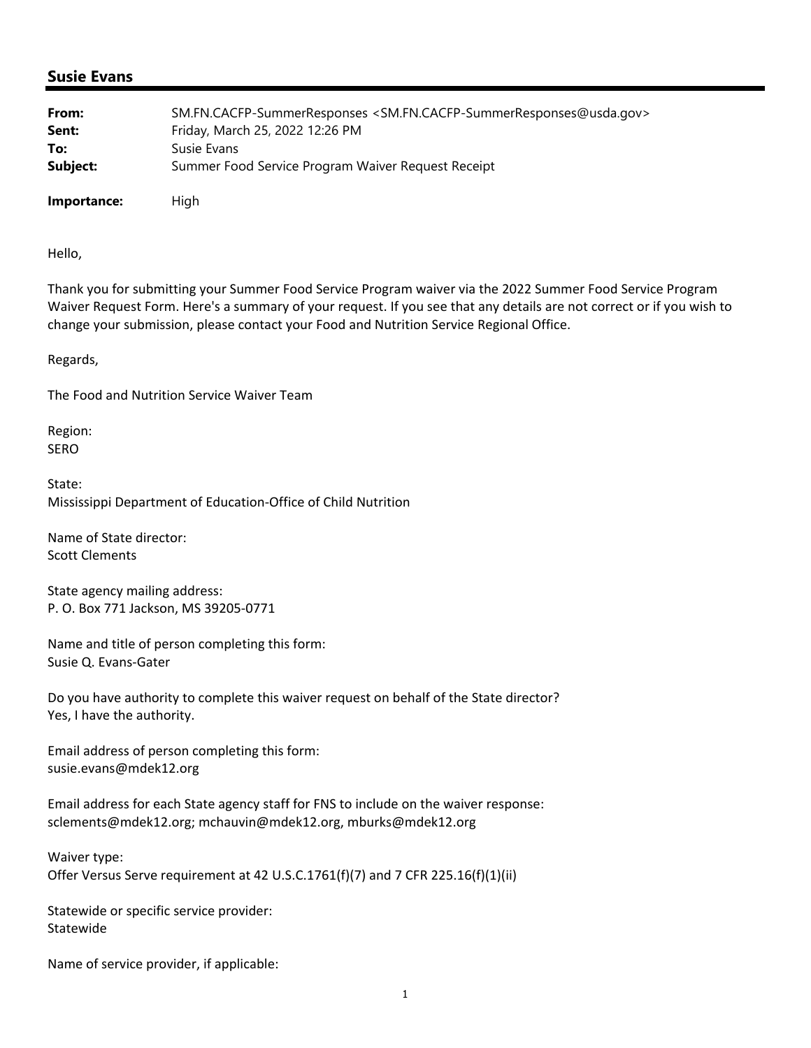## Susie Evans

| | |
|---|---|
| **From:** | SM.FN.CACFP-SummerResponses <SM.FN.CACFP-SummerResponses@usda.gov> |
| **Sent:** | Friday, March 25, 2022 12:26 PM |
| **To:** | Susie Evans |
| **Subject:** | Summer Food Service Program Waiver Request Receipt |
| **Importance:** | High |

Hello,

Thank you for submitting your Summer Food Service Program waiver via the 2022 Summer Food Service Program Waiver Request Form. Here's a summary of your request. If you see that any details are not correct or if you wish to change your submission, please contact your Food and Nutrition Service Regional Office.

Regards,

The Food and Nutrition Service Waiver Team

Region:
SERO

State:
Mississippi Department of Education-Office of Child Nutrition

Name of State director:
Scott Clements

State agency mailing address:
P. O. Box 771 Jackson, MS 39205-0771

Name and title of person completing this form:
Susie Q. Evans-Gater

Do you have authority to complete this waiver request on behalf of the State director?
Yes, I have the authority.

Email address of person completing this form:
susie.evans@mdek12.org

Email address for each State agency staff for FNS to include on the waiver response:
sclements@mdek12.org; mchauvin@mdek12.org, mburks@mdek12.org

Waiver type:
Offer Versus Serve requirement at 42 U.S.C.1761(f)(7) and 7 CFR 225.16(f)(1)(ii)

Statewide or specific service provider:
Statewide

Name of service provider, if applicable: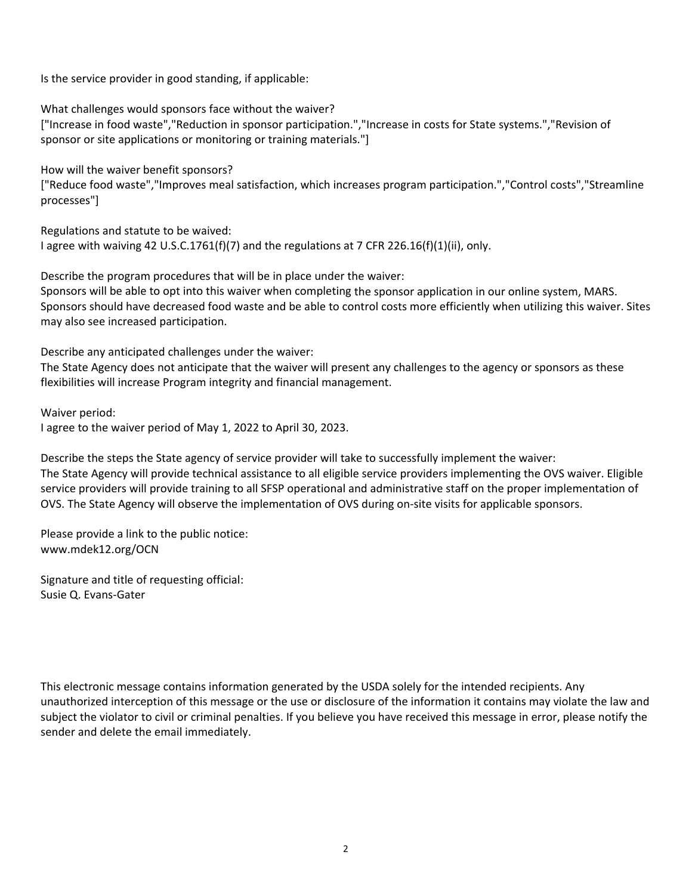Is the service provider in good standing, if applicable:

What challenges would sponsors face without the waiver?
["Increase in food waste","Reduction in sponsor participation.","Increase in costs for State systems.","Revision of sponsor or site applications or monitoring or training materials."]

How will the waiver benefit sponsors?
["Reduce food waste","Improves meal satisfaction, which increases program participation.","Control costs","Streamline processes"]

Regulations and statute to be waived:
I agree with waiving 42 U.S.C.1761(f)(7) and the regulations at 7 CFR 226.16(f)(1)(ii), only.

Describe the program procedures that will be in place under the waiver:
Sponsors will be able to opt into this waiver when completing the sponsor application in our online system, MARS. Sponsors should have decreased food waste and be able to control costs more efficiently when utilizing this waiver. Sites may also see increased participation.

Describe any anticipated challenges under the waiver:
The State Agency does not anticipate that the waiver will present any challenges to the agency or sponsors as these flexibilities will increase Program integrity and financial management.

Waiver period:
I agree to the waiver period of May 1, 2022 to April 30, 2023.

Describe the steps the State agency of service provider will take to successfully implement the waiver:
The State Agency will provide technical assistance to all eligible service providers implementing the OVS waiver. Eligible service providers will provide training to all SFSP operational and administrative staff on the proper implementation of OVS. The State Agency will observe the implementation of OVS during on-site visits for applicable sponsors.

Please provide a link to the public notice:
www.mdek12.org/OCN

Signature and title of requesting official:
Susie Q. Evans-Gater

This electronic message contains information generated by the USDA solely for the intended recipients. Any unauthorized interception of this message or the use or disclosure of the information it contains may violate the law and subject the violator to civil or criminal penalties. If you believe you have received this message in error, please notify the sender and delete the email immediately.